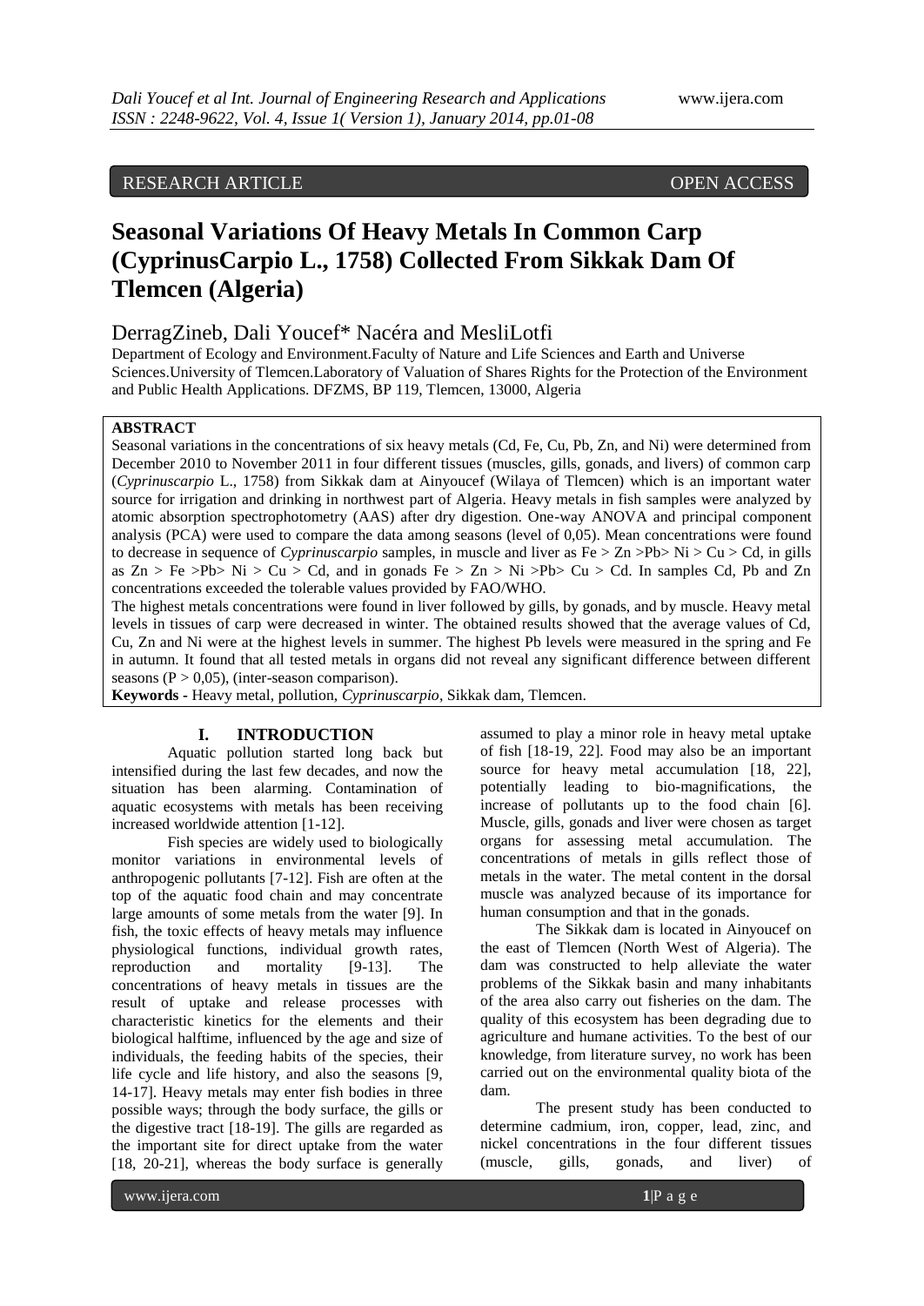RESEARCH ARTICLE OPEN ACCESS

# Seasonal Variations Of Heavy Metals In Common Carp (CyprinusCarpio L., 1758) Collected From Sikkak Dam Of Tlemcen (Algeria)

DerragZineb, Dali Youcef* Nacéra and MesliLotfi

Department of Ecology and Environment.Faculty of Nature and Life Sciences and Earth and Universe Sciences.University of Tlemcen.Laboratory of Valuation of Shares Rights for the Protection of the Environment and Public Health Applications. DFZMS, BP 119, Tlemcen, 13000, Algeria

**ABSTRACT**

Seasonal variations in the concentrations of six heavy metals (Cd, Fe, Cu, Pb, Zn, and Ni) were determined from December 2010 to November 2011 in four different tissues (muscles, gills, gonads, and livers) of common carp (*Cyprinuscarpio* L., 1758) from Sikkak dam at Ainyoucef (Wilaya of Tlemcen) which is an important water source for irrigation and drinking in northwest part of Algeria. Heavy metals in fish samples were analyzed by atomic absorption spectrophotometry (AAS) after dry digestion. One-way ANOVA and principal component analysis (PCA) were used to compare the data among seasons (level of 0,05). Mean concentrations were found to decrease in sequence of *Cyprinuscarpio* samples, in muscle and liver as Fe > Zn >Pb> Ni > Cu > Cd, in gills as Zn > Fe >Pb> Ni > Cu > Cd, and in gonads Fe > Zn > Ni >Pb> Cu > Cd. In samples Cd, Pb and Zn concentrations exceeded the tolerable values provided by FAO/WHO.

The highest metals concentrations were found in liver followed by gills, by gonads, and by muscle. Heavy metal levels in tissues of carp were decreased in winter. The obtained results showed that the average values of Cd, Cu, Zn and Ni were at the highest levels in summer. The highest Pb levels were measured in the spring and Fe in autumn. It found that all tested metals in organs did not reveal any significant difference between different seasons ($P > 0,05$), (inter-season comparison).

**Keywords -** Heavy metal, pollution, *Cyprinuscarpio*, Sikkak dam, Tlemcen.

## I. INTRODUCTION

Aquatic pollution started long back but intensified during the last few decades, and now the situation has been alarming. Contamination of aquatic ecosystems with metals has been receiving increased worldwide attention [1-12].

Fish species are widely used to biologically monitor variations in environmental levels of anthropogenic pollutants [7-12]. Fish are often at the top of the aquatic food chain and may concentrate large amounts of some metals from the water [9]. In fish, the toxic effects of heavy metals may influence physiological functions, individual growth rates, reproduction and mortality [9-13]. The concentrations of heavy metals in tissues are the result of uptake and release processes with characteristic kinetics for the elements and their biological halftime, influenced by the age and size of individuals, the feeding habits of the species, their life cycle and life history, and also the seasons [9, 14-17]. Heavy metals may enter fish bodies in three possible ways; through the body surface, the gills or the digestive tract [18-19]. The gills are regarded as the important site for direct uptake from the water [18, 20-21], whereas the body surface is generally assumed to play a minor role in heavy metal uptake of fish [18-19, 22]. Food may also be an important source for heavy metal accumulation [18, 22], potentially leading to bio-magnifications, the increase of pollutants up to the food chain [6]. Muscle, gills, gonads and liver were chosen as target organs for assessing metal accumulation. The concentrations of metals in gills reflect those of metals in the water. The metal content in the dorsal muscle was analyzed because of its importance for human consumption and that in the gonads.

The Sikkak dam is located in Ainyoucef on the east of Tlemcen (North West of Algeria). The dam was constructed to help alleviate the water problems of the Sikkak basin and many inhabitants of the area also carry out fisheries on the dam. The quality of this ecosystem has been degrading due to agriculture and humane activities. To the best of our knowledge, from literature survey, no work has been carried out on the environmental quality biota of the dam.

The present study has been conducted to determine cadmium, iron, copper, lead, zinc, and nickel concentrations in the four different tissues (muscle, gills, gonads, and liver) of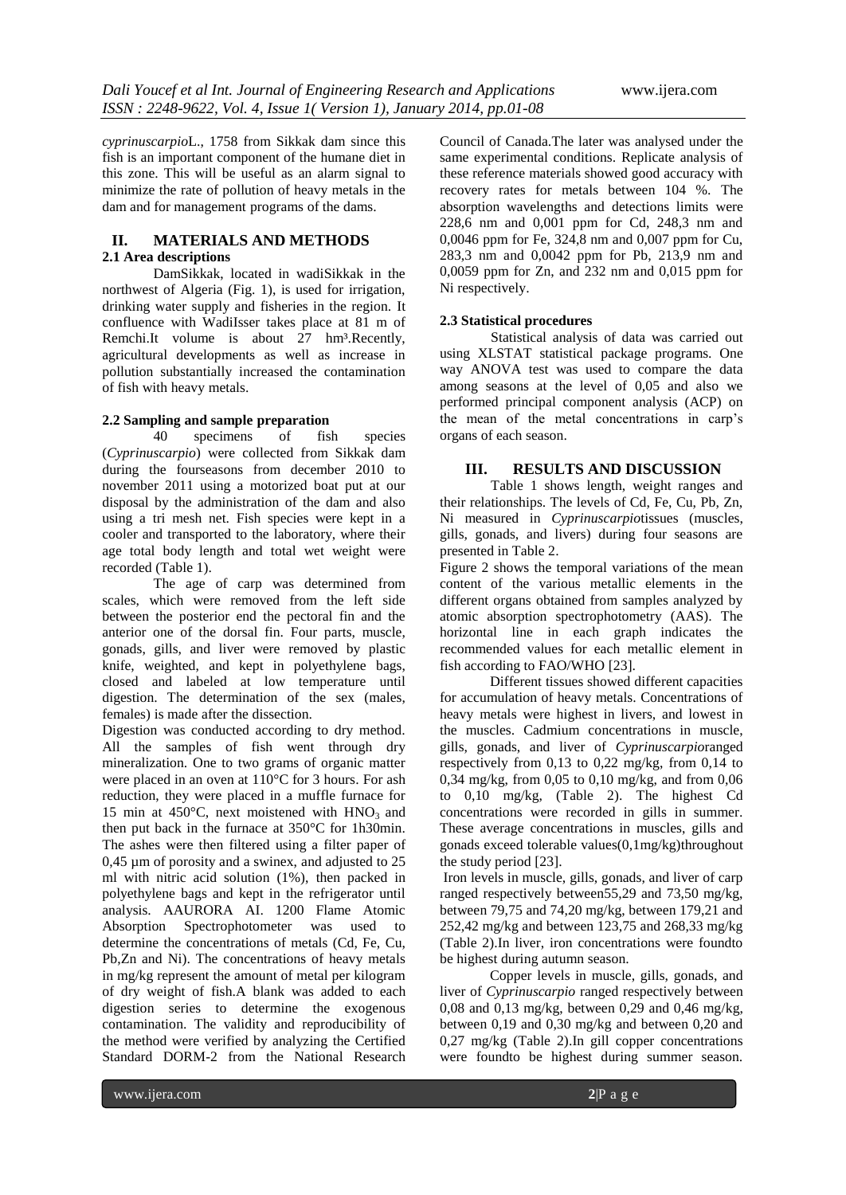*cyprinuscarpio*L., 1758 from Sikkak dam since this fish is an important component of the humane diet in this zone. This will be useful as an alarm signal to minimize the rate of pollution of heavy metals in the dam and for management programs of the dams.

## II. MATERIALS AND METHODS

### 2.1 Area descriptions

DamSikkak, located in wadiSikkak in the northwest of Algeria (Fig. 1), is used for irrigation, drinking water supply and fisheries in the region. It confluence with WadiIsser takes place at 81 m of Remchi.It volume is about 27 hm³.Recently, agricultural developments as well as increase in pollution substantially increased the contamination of fish with heavy metals.

### 2.2 Sampling and sample preparation

40 specimens of fish species (*Cyprinuscarpio*) were collected from Sikkak dam during the fourseasons from december 2010 to november 2011 using a motorized boat put at our disposal by the administration of the dam and also using a tri mesh net. Fish species were kept in a cooler and transported to the laboratory, where their age total body length and total wet weight were recorded (Table 1).

The age of carp was determined from scales, which were removed from the left side between the posterior end the pectoral fin and the anterior one of the dorsal fin. Four parts, muscle, gonads, gills, and liver were removed by plastic knife, weighted, and kept in polyethylene bags, closed and labeled at low temperature until digestion. The determination of the sex (males, females) is made after the dissection.

Digestion was conducted according to dry method. All the samples of fish went through dry mineralization. One to two grams of organic matter were placed in an oven at 110°C for 3 hours. For ash reduction, they were placed in a muffle furnace for 15 min at 450°C, next moistened with $HNO_3$ and then put back in the furnace at 350°C for 1h30min. The ashes were then filtered using a filter paper of 0,45 µm of porosity and a swinex, and adjusted to 25 ml with nitric acid solution (1%), then packed in polyethylene bags and kept in the refrigerator until analysis. AAURORA AI. 1200 Flame Atomic Absorption Spectrophotometer was used to determine the concentrations of metals (Cd, Fe, Cu, Pb,Zn and Ni). The concentrations of heavy metals in mg/kg represent the amount of metal per kilogram of dry weight of fish.A blank was added to each digestion series to determine the exogenous contamination. The validity and reproducibility of the method were verified by analyzing the Certified Standard DORM-2 from the National Research Council of Canada.The later was analysed under the same experimental conditions. Replicate analysis of these reference materials showed good accuracy with recovery rates for metals between 104 %. The absorption wavelengths and detections limits were 228,6 nm and 0,001 ppm for Cd, 248,3 nm and 0,0046 ppm for Fe, 324,8 nm and 0,007 ppm for Cu, 283,3 nm and 0,0042 ppm for Pb, 213,9 nm and 0,0059 ppm for Zn, and 232 nm and 0,015 ppm for Ni respectively.

### 2.3 Statistical procedures

Statistical analysis of data was carried out using XLSTAT statistical package programs. One way ANOVA test was used to compare the data among seasons at the level of 0,05 and also we performed principal component analysis (ACP) on the mean of the metal concentrations in carp's organs of each season.

## III. RESULTS AND DISCUSSION

Table 1 shows length, weight ranges and their relationships. The levels of Cd, Fe, Cu, Pb, Zn, Ni measured in *Cyprinuscarpio*tissues (muscles, gills, gonads, and livers) during four seasons are presented in Table 2.

Figure 2 shows the temporal variations of the mean content of the various metallic elements in the different organs obtained from samples analyzed by atomic absorption spectrophotometry (AAS). The horizontal line in each graph indicates the recommended values for each metallic element in fish according to FAO/WHO [23].

Different tissues showed different capacities for accumulation of heavy metals. Concentrations of heavy metals were highest in livers, and lowest in the muscles. Cadmium concentrations in muscle, gills, gonads, and liver of *Cyprinuscarpio*ranged respectively from 0,13 to 0,22 mg/kg, from 0,14 to 0,34 mg/kg, from 0,05 to 0,10 mg/kg, and from 0,06 to 0,10 mg/kg, (Table 2). The highest Cd concentrations were recorded in gills in summer. These average concentrations in muscles, gills and gonads exceed tolerable values(0,1mg/kg)throughout the study period [23].

Iron levels in muscle, gills, gonads, and liver of carp ranged respectively between55,29 and 73,50 mg/kg, between 79,75 and 74,20 mg/kg, between 179,21 and 252,42 mg/kg and between 123,75 and 268,33 mg/kg (Table 2).In liver, iron concentrations were foundto be highest during autumn season.

Copper levels in muscle, gills, gonads, and liver of *Cyprinuscarpio* ranged respectively between 0,08 and 0,13 mg/kg, between 0,29 and 0,46 mg/kg, between 0,19 and 0,30 mg/kg and between 0,20 and 0,27 mg/kg (Table 2).In gill copper concentrations were foundto be highest during summer season.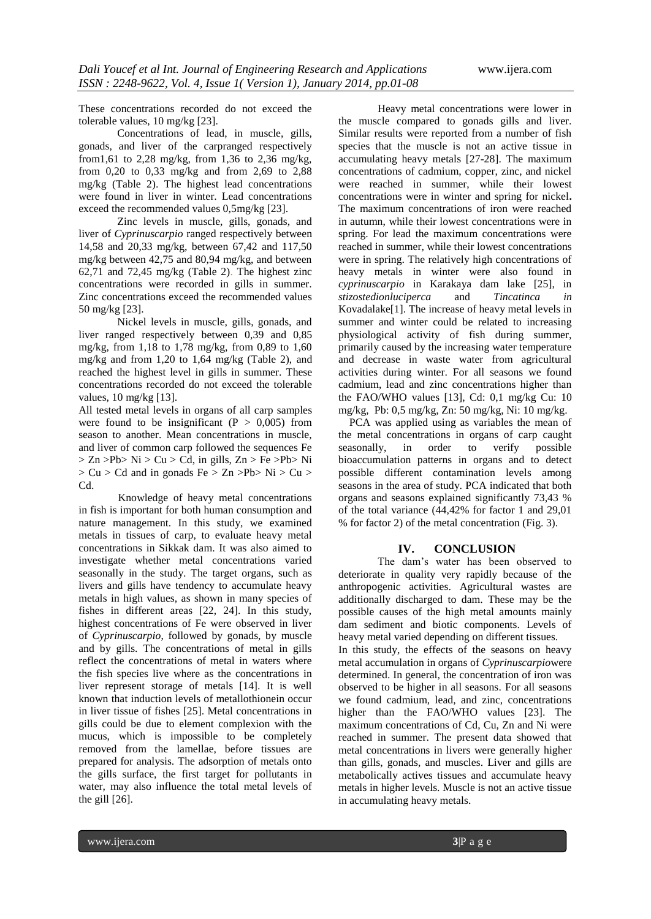These concentrations recorded do not exceed the tolerable values, 10 mg/kg [23].

Concentrations of lead, in muscle, gills, gonads, and liver of the carpranged respectively from1,61 to 2,28 mg/kg, from 1,36 to 2,36 mg/kg, from 0,20 to 0,33 mg/kg and from 2,69 to 2,88 mg/kg (Table 2). The highest lead concentrations were found in liver in winter. Lead concentrations exceed the recommended values 0,5mg/kg [23].

Zinc levels in muscle, gills, gonads, and liver of *Cyprinuscarpio* ranged respectively between 14,58 and 20,33 mg/kg, between 67,42 and 117,50 mg/kg between 42,75 and 80,94 mg/kg, and between 62,71 and 72,45 mg/kg (Table 2). The highest zinc concentrations were recorded in gills in summer. Zinc concentrations exceed the recommended values 50 mg/kg [23].

Nickel levels in muscle, gills, gonads, and liver ranged respectively between 0,39 and 0,85 mg/kg, from 1,18 to 1,78 mg/kg, from 0,89 to 1,60 mg/kg and from 1,20 to 1,64 mg/kg (Table 2), and reached the highest level in gills in summer. These concentrations recorded do not exceed the tolerable values, 10 mg/kg [13].

All tested metal levels in organs of all carp samples were found to be insignificant ($P > 0,005$) from season to another. Mean concentrations in muscle, and liver of common carp followed the sequences Fe > Zn >Pb> Ni > Cu > Cd, in gills, Zn > Fe >Pb> Ni > Cu > Cd and in gonads Fe > Zn >Pb> Ni > Cu > Cd.

Knowledge of heavy metal concentrations in fish is important for both human consumption and nature management. In this study, we examined metals in tissues of carp, to evaluate heavy metal concentrations in Sikkak dam. It was also aimed to investigate whether metal concentrations varied seasonally in the study. The target organs, such as livers and gills have tendency to accumulate heavy metals in high values, as shown in many species of fishes in different areas [22, 24]. In this study, highest concentrations of Fe were observed in liver of *Cyprinuscarpio*, followed by gonads, by muscle and by gills. The concentrations of metal in gills reflect the concentrations of metal in waters where the fish species live where as the concentrations in liver represent storage of metals [14]. It is well known that induction levels of metallothionein occur in liver tissue of fishes [25]. Metal concentrations in gills could be due to element complexion with the mucus, which is impossible to be completely removed from the lamellae, before tissues are prepared for analysis. The adsorption of metals onto the gills surface, the first target for pollutants in water, may also influence the total metal levels of the gill [26].

Heavy metal concentrations were lower in the muscle compared to gonads gills and liver. Similar results were reported from a number of fish species that the muscle is not an active tissue in accumulating heavy metals [27-28]. The maximum concentrations of cadmium, copper, zinc, and nickel were reached in summer, while their lowest concentrations were in winter and spring for nickel**.** The maximum concentrations of iron were reached in autumn, while their lowest concentrations were in spring. For lead the maximum concentrations were reached in summer, while their lowest concentrations were in spring. The relatively high concentrations of heavy metals in winter were also found in *cyprinuscarpio* in Karakaya dam lake [25], in *stizostedionluciperca* and *Tincatinca in* Kovadalake[1]. The increase of heavy metal levels in summer and winter could be related to increasing physiological activity of fish during summer, primarily caused by the increasing water temperature and decrease in waste water from agricultural activities during winter. For all seasons we found cadmium, lead and zinc concentrations higher than the FAO/WHO values [13], Cd: 0,1 mg/kg Cu: 10 mg/kg, Pb: 0,5 mg/kg, Zn: 50 mg/kg, Ni: 10 mg/kg.

PCA was applied using as variables the mean of the metal concentrations in organs of carp caught seasonally, in order to verify possible bioaccumulation patterns in organs and to detect possible different contamination levels among seasons in the area of study. PCA indicated that both organs and seasons explained significantly 73,43 % of the total variance (44,42% for factor 1 and 29,01 % for factor 2) of the metal concentration (Fig. 3).

## IV. CONCLUSION

The dam's water has been observed to deteriorate in quality very rapidly because of the anthropogenic activities. Agricultural wastes are additionally discharged to dam. These may be the possible causes of the high metal amounts mainly dam sediment and biotic components. Levels of heavy metal varied depending on different tissues.

In this study, the effects of the seasons on heavy metal accumulation in organs of *Cyprinuscarpio*were determined. In general, the concentration of iron was observed to be higher in all seasons. For all seasons we found cadmium, lead, and zinc, concentrations higher than the FAO/WHO values [23]. The maximum concentrations of Cd, Cu, Zn and Ni were reached in summer. The present data showed that metal concentrations in livers were generally higher than gills, gonads, and muscles. Liver and gills are metabolically actives tissues and accumulate heavy metals in higher levels. Muscle is not an active tissue in accumulating heavy metals.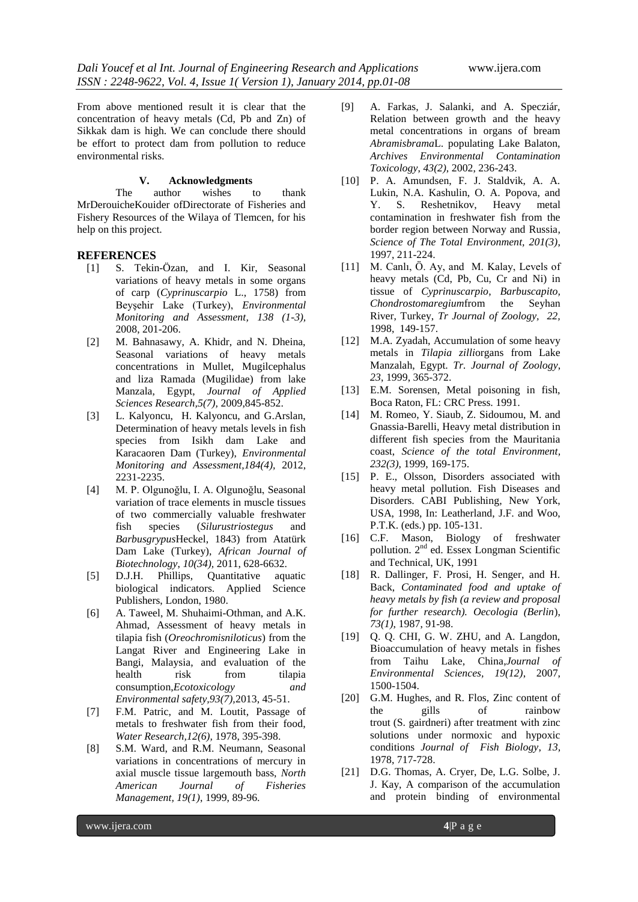From above mentioned result it is clear that the concentration of heavy metals (Cd, Pb and Zn) of Sikkak dam is high. We can conclude there should be effort to protect dam from pollution to reduce environmental risks.

## V. Acknowledgments

The author wishes to thank MrDerouicheKouider ofDirectorate of Fisheries and Fishery Resources of the Wilaya of Tlemcen, for his help on this project.

## REFERENCES

- [1] S. Tekin-Özan, and I. Kir, Seasonal variations of heavy metals in some organs of carp (*Cyprinuscarpio* L., 1758) from Beyşehir Lake (Turkey), *Environmental Monitoring and Assessment, 138 (1-3),* 2008, 201-206.
- [2] M. Bahnasawy, A. Khidr, and N. Dheina, Seasonal variations of heavy metals concentrations in Mullet, Mugilcephalus and liza Ramada (Mugilidae) from lake Manzala, Egypt, *Journal of Applied Sciences Research,5(7),* 2009,845-852.
- [3] L. Kalyoncu, H. Kalyoncu, and G.Arslan, Determination of heavy metals levels in fish species from Isikh dam Lake and Karacaoren Dam (Turkey), *Environmental Monitoring and Assessment,184(4),* 2012, 2231-2235.
- [4] M. P. Olgunoğlu, I. A. Olgunoğlu, Seasonal variation of trace elements in muscle tissues of two commercially valuable freshwater fish species (*Silurustriostegus* and *Barbusgrypus*Heckel, 1843) from Atatürk Dam Lake (Turkey), *African Journal of Biotechnology, 10(34),* 2011, 628-6632.
- [5] D.J.H. Phillips, Quantitative aquatic biological indicators. Applied Science Publishers, London, 1980.
- [6] A. Taweel, M. Shuhaimi-Othman, and A.K. Ahmad, Assessment of heavy metals in tilapia fish (*Oreochromisniloticus*) from the Langat River and Engineering Lake in Bangi, Malaysia, and evaluation of the health risk from tilapia consumption,*Ecotoxicology and Environmental safety,93(7)*,2013, 45-51.
- [7] F.M. Patric, and M. Loutit, Passage of metals to freshwater fish from their food, *Water Research,12(6),* 1978, 395-398.
- [8] S.M. Ward, and R.M. Neumann, Seasonal variations in concentrations of mercury in axial muscle tissue largemouth bass, *North American Journal of Fisheries Management, 19(1),* 1999, 89-96.
- [9] A. Farkas, J. Salanki, and A. Specziár, Relation between growth and the heavy metal concentrations in organs of bream *Abramisbrama*L. populating Lake Balaton, *Archives Environmental Contamination Toxicology, 43(2),* 2002, 236-243.
- [10] P. A. Amundsen, F. J. Staldvik, A. A. Lukin, N.A. Kashulin, O. A. Popova, and Y. S. Reshetnikov, Heavy metal contamination in freshwater fish from the border region between Norway and Russia, *Science of The Total Environment, 201(3),* 1997, 211-224.
- [11] M. Canlı, Ö. Ay, and M. Kalay, Levels of heavy metals (Cd, Pb, Cu, Cr and Ni) in tissue of *Cyprinuscarpio*, *Barbuscapito, Chondrostomaregium*from the Seyhan River, Turkey, *Tr Journal of Zoology, 22,* 1998, 149-157.
- [12] M.A. Zyadah, Accumulation of some heavy metals in *Tilapia zilli*organs from Lake Manzalah, Egypt. *Tr. Journal of Zoology, 23*, 1999, 365-372.
- [13] E.M. Sorensen, Metal poisoning in fish, Boca Raton, FL: CRC Press. 1991.
- [14] M. Romeo, Y. Siaub, Z. Sidoumou, M. and Gnassia-Barelli, Heavy metal distribution in different fish species from the Mauritania coast, *Science of the total Environment, 232(3)*, 1999, 169-175.
- [15] P. E., Olsson, Disorders associated with heavy metal pollution. Fish Diseases and Disorders. CABI Publishing, New York, USA, 1998, In: Leatherland, J.F. and Woo, P.T.K. (eds.) pp. 105-131.
- [16] C.F. Mason, Biology of freshwater pollution. 2nd ed. Essex Longman Scientific and Technical, UK, 1991
- [18] R. Dallinger, F. Prosi, H. Senger, and H. Back, *Contaminated food and uptake of heavy metals by fish (a review and proposal for further research). Oecologia (Berlin), 73(1)*, 1987, 91-98.
- [19] Q. Q. CHI, G. W. ZHU, and A. Langdon, Bioaccumulation of heavy metals in fishes from Taihu Lake, China,*Journal of Environmental Sciences, 19(12),* 2007, 1500-1504.
- [20] G.M. Hughes, and R. Flos, Zinc content of the gills of rainbow trout (S. gairdneri) after treatment with zinc solutions under normoxic and hypoxic conditions *Journal of Fish Biology, 13,* 1978, 717-728.
- [21] D.G. Thomas, A. Cryer, De, L.G. Solbe, J. J. Kay, A comparison of the accumulation and protein binding of environmental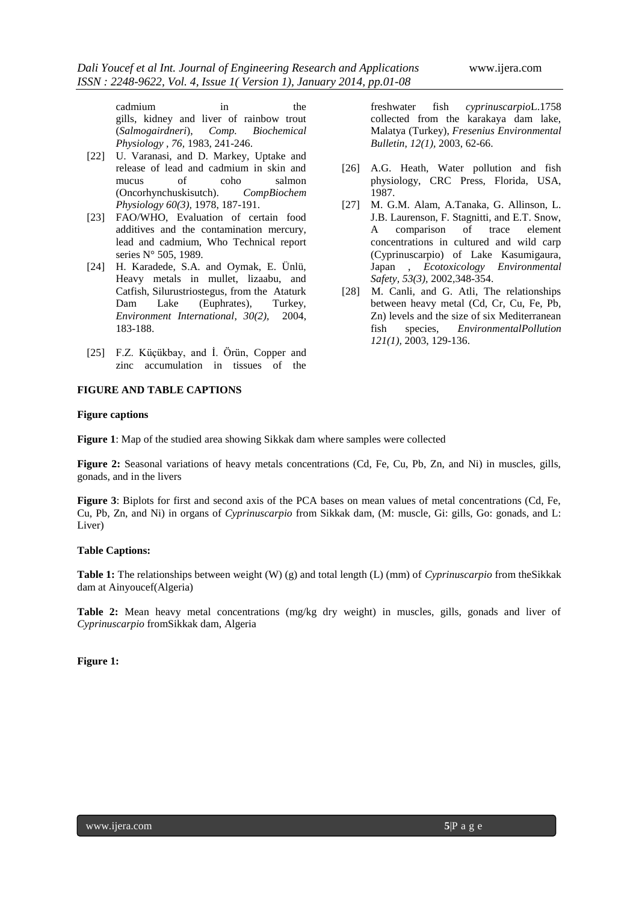cadmium in the gills, kidney and liver of rainbow trout (*Salmogairdneri*), *Comp. Biochemical Physiology , 76,* 1983, 241-246.

[22] U. Varanasi, and D. Markey, Uptake and release of lead and cadmium in skin and mucus of coho salmon (Oncorhynchuskisutch). *CompBiochem Physiology 60(3),* 1978, 187-191.

[23] FAO/WHO, Evaluation of certain food additives and the contamination mercury, lead and cadmium, Who Technical report series N° 505, 1989.

[24] H. Karadede, S.A. and Oymak, E. Ünlü, Heavy metals in mullet, lizaabu, and Catfish, Silurustriostegus, from the Ataturk Dam Lake (Euphrates), Turkey, *Environment International, 30(2),* 2004, 183-188.

[25] F.Z. Küçükbay, and İ. Örün, Copper and zinc accumulation in tissues of the freshwater fish *cyprinuscarpio*L.1758 collected from the karakaya dam lake, Malatya (Turkey), *Fresenius Environmental Bulletin, 12(1),* 2003, 62-66.

[26] A.G. Heath, Water pollution and fish physiology, CRC Press, Florida, USA, 1987.

[27] M. G.M. Alam, A.Tanaka, G. Allinson, L. J.B. Laurenson, F. Stagnitti, and E.T. Snow, A comparison of trace element concentrations in cultured and wild carp (Cyprinuscarpio) of Lake Kasumigaura, Japan , *Ecotoxicology Environmental Safety, 53(3),* 2002,348-354.

[28] M. Canli, and G. Atli, The relationships between heavy metal (Cd, Cr, Cu, Fe, Pb, Zn) levels and the size of six Mediterranean fish species, *EnvironmentalPollution 121(1),* 2003, 129-136.

## FIGURE AND TABLE CAPTIONS

### Figure captions

**Figure 1**: Map of the studied area showing Sikkak dam where samples were collected

**Figure 2:** Seasonal variations of heavy metals concentrations (Cd, Fe, Cu, Pb, Zn, and Ni) in muscles, gills, gonads, and in the livers

**Figure 3**: Biplots for first and second axis of the PCA bases on mean values of metal concentrations (Cd, Fe, Cu, Pb, Zn, and Ni) in organs of *Cyprinuscarpio* from Sikkak dam, (M: muscle, Gi: gills, Go: gonads, and L: Liver)

### Table Captions:

**Table 1:** The relationships between weight (W) (g) and total length (L) (mm) of *Cyprinuscarpio* from theSikkak dam at Ainyoucef(Algeria)

**Table 2:** Mean heavy metal concentrations (mg/kg dry weight) in muscles, gills, gonads and liver of *Cyprinuscarpio* fromSikkak dam, Algeria

**Figure 1:**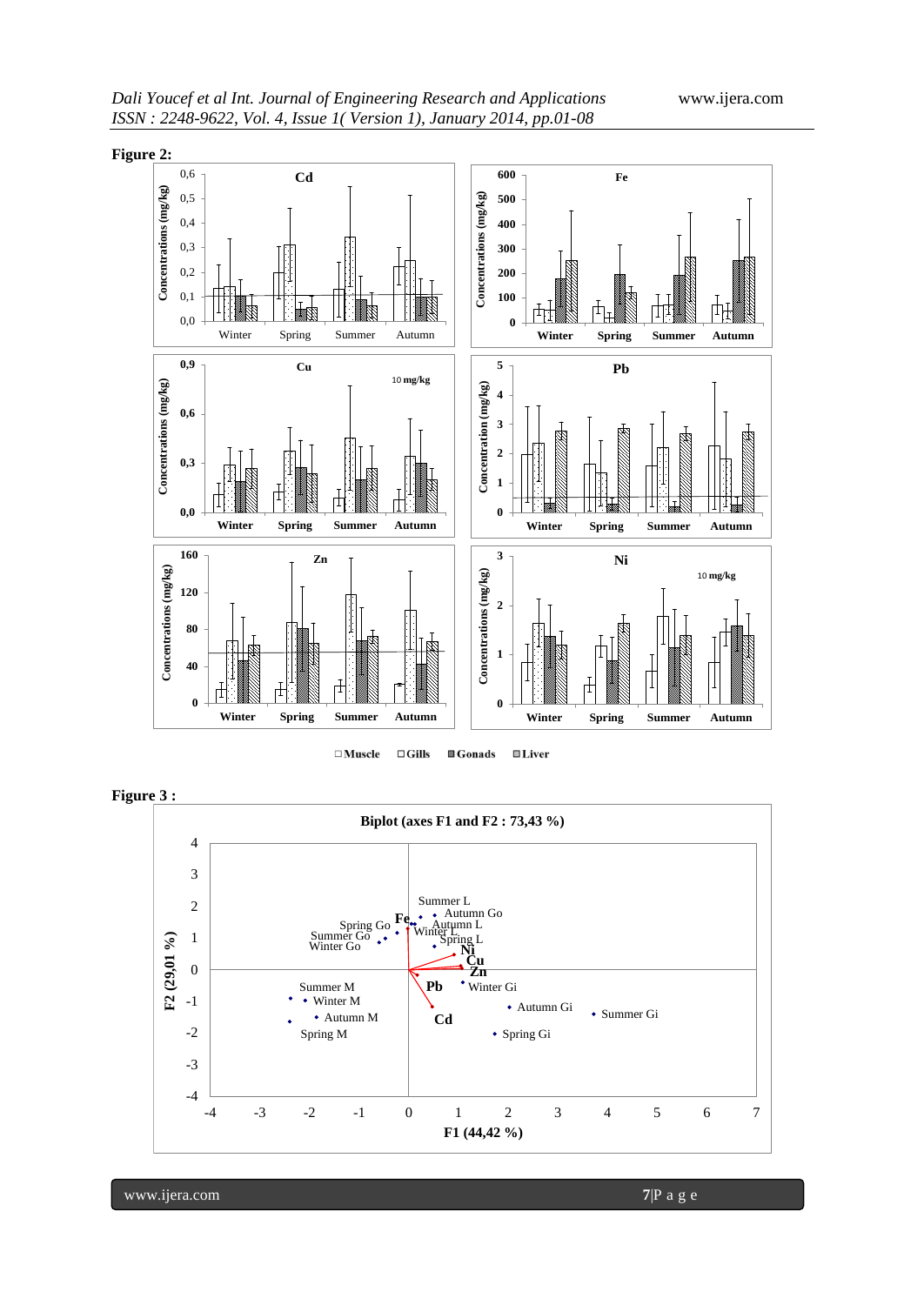**Figure 2:**

□Muscle □Gills ■Gonads ▨Liver

**Figure 3 :**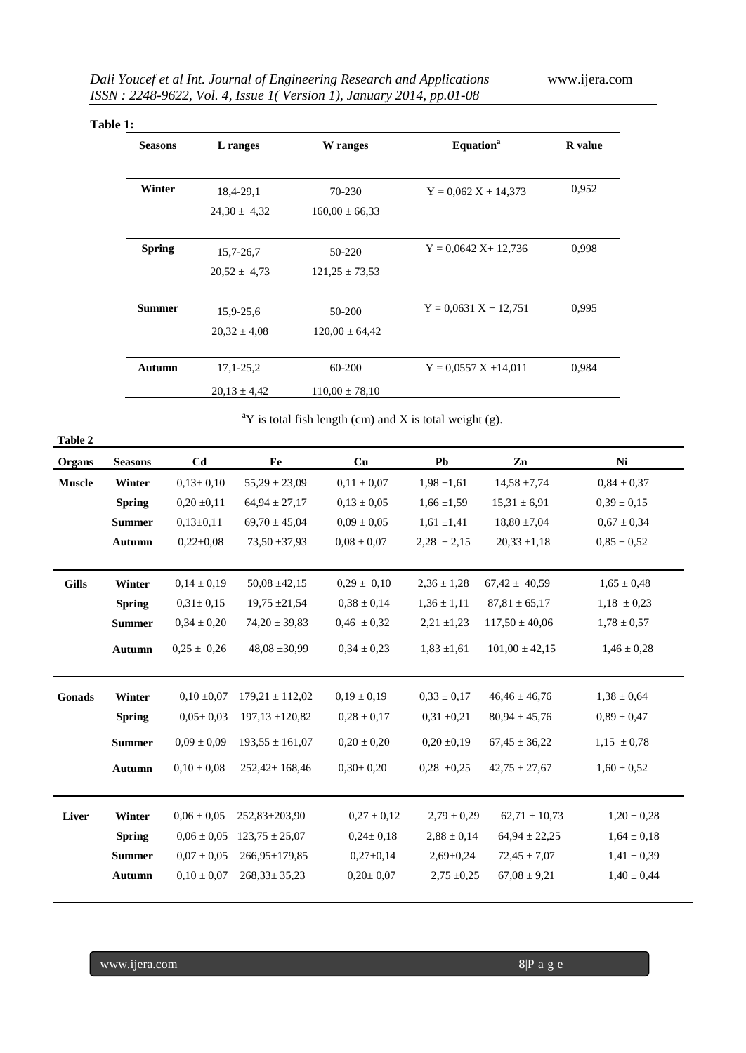**Table 1:**

| Seasons | L ranges | W ranges | Equation[a] | R value |
|---|---|---|---|---|
| **Winter** | 18,4-29,1<br>24,30 ± 4,32 | 70-230<br>160,00 ± 66,33 | Y = 0,062 X + 14,373 | 0,952 |
| **Spring** | 15,7-26,7<br>20,52 ± 4,73 | 50-220<br>121,25 ± 73,53 | Y = 0,0642 X+ 12,736 | 0,998 |
| **Summer** | 15,9-25,6<br>20,32 ± 4,08 | 50-200<br>120,00 ± 64,42 | Y = 0,0631 X + 12,751 | 0,995 |
| **Autumn** | 17,1-25,2<br>20,13 ± 4,42 | 60-200<br>110,00 ± 78,10 | Y = 0,0557 X +14,011 | 0,984 |

[a]Y is total fish length (cm) and X is total weight (g).

**Table 2**

| Organs | Seasons | Cd | Fe | Cu | Pb | Zn | Ni |
|---|---|---|---|---|---|---|---|
| **Muscle** | **Winter** | 0,13± 0,10 | 55,29 ± 23,09 | 0,11 ± 0,07 | 1,98 ±1,61 | 14,58 ±7,74 | 0,84 ± 0,37 |
| | **Spring** | 0,20 ±0,11 | 64,94 ± 27,17 | 0,13 ± 0,05 | 1,66 ±1,59 | 15,31 ± 6,91 | 0,39 ± 0,15 |
| | **Summer** | 0,13±0,11 | 69,70 ± 45,04 | 0,09 ± 0,05 | 1,61 ±1,41 | 18,80 ±7,04 | 0,67 ± 0,34 |
| | **Autumn** | 0,22±0,08 | 73,50 ±37,93 | 0,08 ± 0,07 | 2,28 ± 2,15 | 20,33 ±1,18 | 0,85 ± 0,52 |
| **Gills** | **Winter** | 0,14 ± 0,19 | 50,08 ±42,15 | 0,29 ± 0,10 | 2,36 ± 1,28 | 67,42 ± 40,59 | 1,65 ± 0,48 |
| | **Spring** | 0,31± 0,15 | 19,75 ±21,54 | 0,38 ± 0,14 | 1,36 ± 1,11 | 87,81 ± 65,17 | 1,18 ± 0,23 |
| | **Summer** | 0,34 ± 0,20 | 74,20 ± 39,83 | 0,46 ± 0,32 | 2,21 ±1,23 | 117,50 ± 40,06 | 1,78 ± 0,57 |
| | **Autumn** | 0,25 ± 0,26 | 48,08 ±30,99 | 0,34 ± 0,23 | 1,83 ±1,61 | 101,00 ± 42,15 | 1,46 ± 0,28 |
| **Gonads** | **Winter** | 0,10 ±0,07 | 179,21 ± 112,02 | 0,19 ± 0,19 | 0,33 ± 0,17 | 46,46 ± 46,76 | 1,38 ± 0,64 |
| | **Spring** | 0,05± 0,03 | 197,13 ±120,82 | 0,28 ± 0,17 | 0,31 ±0,21 | 80,94 ± 45,76 | 0,89 ± 0,47 |
| | **Summer** | 0,09 ± 0,09 | 193,55 ± 161,07 | 0,20 ± 0,20 | 0,20 ±0,19 | 67,45 ± 36,22 | 1,15 ± 0,78 |
| | **Autumn** | 0,10 ± 0,08 | 252,42± 168,46 | 0,30± 0,20 | 0,28 ±0,25 | 42,75 ± 27,67 | 1,60 ± 0,52 |
| **Liver** | **Winter** | 0,06 ± 0,05 | 252,83±203,90 | 0,27 ± 0,12 | 2,79 ± 0,29 | 62,71 ± 10,73 | 1,20 ± 0,28 |
| | **Spring** | 0,06 ± 0,05 | 123,75 ± 25,07 | 0,24± 0,18 | 2,88 ± 0,14 | 64,94 ± 22,25 | 1,64 ± 0,18 |
| | **Summer** | 0,07 ± 0,05 | 266,95±179,85 | 0,27±0,14 | 2,69±0,24 | 72,45 ± 7,07 | 1,41 ± 0,39 |
| | **Autumn** | 0,10 ± 0,07 | 268,33± 35,23 | 0,20± 0,07 | 2,75 ±0,25 | 67,08 ± 9,21 | 1,40 ± 0,44 |